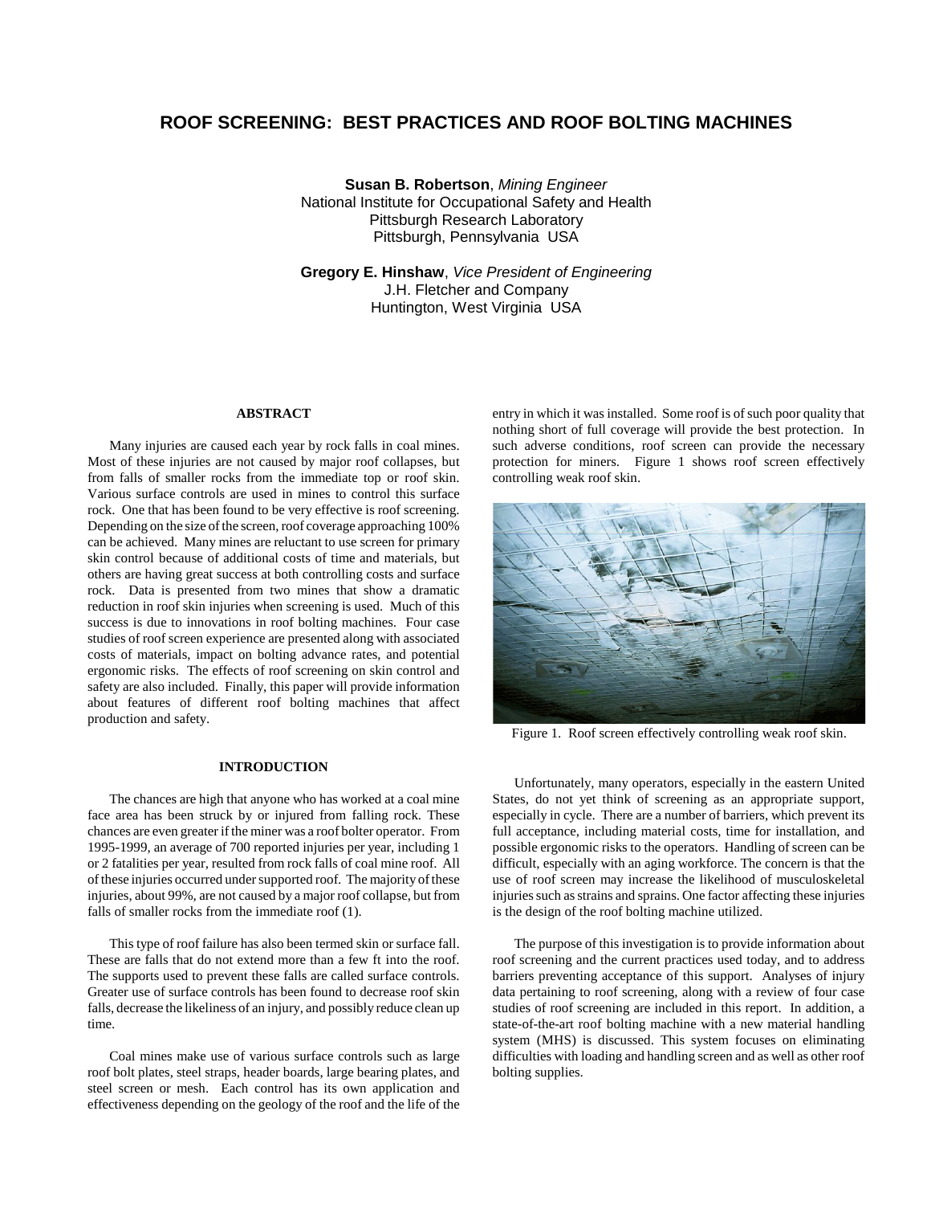# ROOF SCREENING: BEST PRACTICES AND ROOF BOLTING MACHINES

**Susan B. Robertson**, *Mining Engineer*
National Institute for Occupational Safety and Health
Pittsburgh Research Laboratory
Pittsburgh, Pennsylvania USA

**Gregory E. Hinshaw**, *Vice President of Engineering*
J.H. Fletcher and Company
Huntington, West Virginia USA

## ABSTRACT

Many injuries are caused each year by rock falls in coal mines. Most of these injuries are not caused by major roof collapses, but from falls of smaller rocks from the immediate top or roof skin. Various surface controls are used in mines to control this surface rock. One that has been found to be very effective is roof screening. Depending on the size of the screen, roof coverage approaching 100% can be achieved. Many mines are reluctant to use screen for primary skin control because of additional costs of time and materials, but others are having great success at both controlling costs and surface rock. Data is presented from two mines that show a dramatic reduction in roof skin injuries when screening is used. Much of this success is due to innovations in roof bolting machines. Four case studies of roof screen experience are presented along with associated costs of materials, impact on bolting advance rates, and potential ergonomic risks. The effects of roof screening on skin control and safety are also included. Finally, this paper will provide information about features of different roof bolting machines that affect production and safety.

## INTRODUCTION

The chances are high that anyone who has worked at a coal mine face area has been struck by or injured from falling rock. These chances are even greater if the miner was a roof bolter operator. From 1995-1999, an average of 700 reported injuries per year, including 1 or 2 fatalities per year, resulted from rock falls of coal mine roof. All of these injuries occurred under supported roof. The majority of these injuries, about 99%, are not caused by a major roof collapse, but from falls of smaller rocks from the immediate roof (1).

This type of roof failure has also been termed skin or surface fall. These are falls that do not extend more than a few ft into the roof. The supports used to prevent these falls are called surface controls. Greater use of surface controls has been found to decrease roof skin falls, decrease the likeliness of an injury, and possibly reduce clean up time.

Coal mines make use of various surface controls such as large roof bolt plates, steel straps, header boards, large bearing plates, and steel screen or mesh. Each control has its own application and effectiveness depending on the geology of the roof and the life of the entry in which it was installed. Some roof is of such poor quality that nothing short of full coverage will provide the best protection. In such adverse conditions, roof screen can provide the necessary protection for miners. Figure 1 shows roof screen effectively controlling weak roof skin.

Figure 1. Roof screen effectively controlling weak roof skin.

Unfortunately, many operators, especially in the eastern United States, do not yet think of screening as an appropriate support, especially in cycle. There are a number of barriers, which prevent its full acceptance, including material costs, time for installation, and possible ergonomic risks to the operators. Handling of screen can be difficult, especially with an aging workforce. The concern is that the use of roof screen may increase the likelihood of musculoskeletal injuries such as strains and sprains. One factor affecting these injuries is the design of the roof bolting machine utilized.

The purpose of this investigation is to provide information about roof screening and the current practices used today, and to address barriers preventing acceptance of this support. Analyses of injury data pertaining to roof screening, along with a review of four case studies of roof screening are included in this report. In addition, a state-of-the-art roof bolting machine with a new material handling system (MHS) is discussed. This system focuses on eliminating difficulties with loading and handling screen and as well as other roof bolting supplies.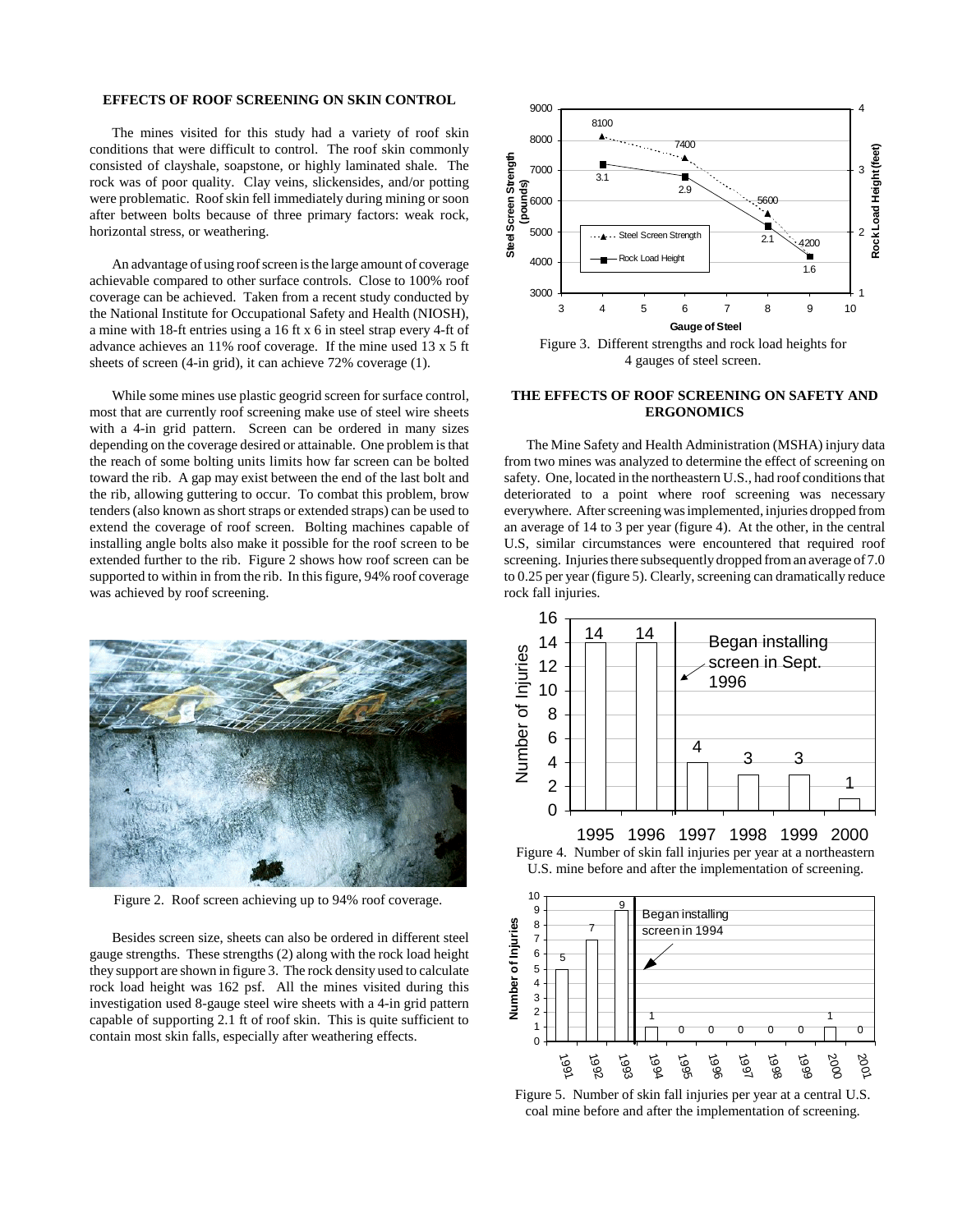## EFFECTS OF ROOF SCREENING ON SKIN CONTROL

The mines visited for this study had a variety of roof skin conditions that were difficult to control. The roof skin commonly consisted of clayshale, soapstone, or highly laminated shale. The rock was of poor quality. Clay veins, slickensides, and/or potting were problematic. Roof skin fell immediately during mining or soon after between bolts because of three primary factors: weak rock, horizontal stress, or weathering.

An advantage of using roof screen is the large amount of coverage achievable compared to other surface controls. Close to 100% roof coverage can be achieved. Taken from a recent study conducted by the National Institute for Occupational Safety and Health (NIOSH), a mine with 18-ft entries using a 16 ft x 6 in steel strap every 4-ft of advance achieves an 11% roof coverage. If the mine used 13 x 5 ft sheets of screen (4-in grid), it can achieve 72% coverage (1).

While some mines use plastic geogrid screen for surface control, most that are currently roof screening make use of steel wire sheets with a 4-in grid pattern. Screen can be ordered in many sizes depending on the coverage desired or attainable. One problem is that the reach of some bolting units limits how far screen can be bolted toward the rib. A gap may exist between the end of the last bolt and the rib, allowing guttering to occur. To combat this problem, brow tenders (also known as short straps or extended straps) can be used to extend the coverage of roof screen. Bolting machines capable of installing angle bolts also make it possible for the roof screen to be extended further to the rib. Figure 2 shows how roof screen can be supported to within in from the rib. In this figure, 94% roof coverage was achieved by roof screening.

Figure 2. Roof screen achieving up to 94% roof coverage.

Besides screen size, sheets can also be ordered in different steel gauge strengths. These strengths (2) along with the rock load height they support are shown in figure 3. The rock density used to calculate rock load height was 162 psf. All the mines visited during this investigation used 8-gauge steel wire sheets with a 4-in grid pattern capable of supporting 2.1 ft of roof skin. This is quite sufficient to contain most skin falls, especially after weathering effects.

Figure 3. Different strengths and rock load heights for 4 gauges of steel screen.

## THE EFFECTS OF ROOF SCREENING ON SAFETY AND ERGONOMICS

The Mine Safety and Health Administration (MSHA) injury data from two mines was analyzed to determine the effect of screening on safety. One, located in the northeastern U.S., had roof conditions that deteriorated to a point where roof screening was necessary everywhere. After screening was implemented, injuries dropped from an average of 14 to 3 per year (figure 4). At the other, in the central U.S, similar circumstances were encountered that required roof screening. Injuries there subsequently dropped from an average of 7.0 to 0.25 per year (figure 5). Clearly, screening can dramatically reduce rock fall injuries.

Figure 4. Number of skin fall injuries per year at a northeastern U.S. mine before and after the implementation of screening.

Figure 5. Number of skin fall injuries per year at a central U.S. coal mine before and after the implementation of screening.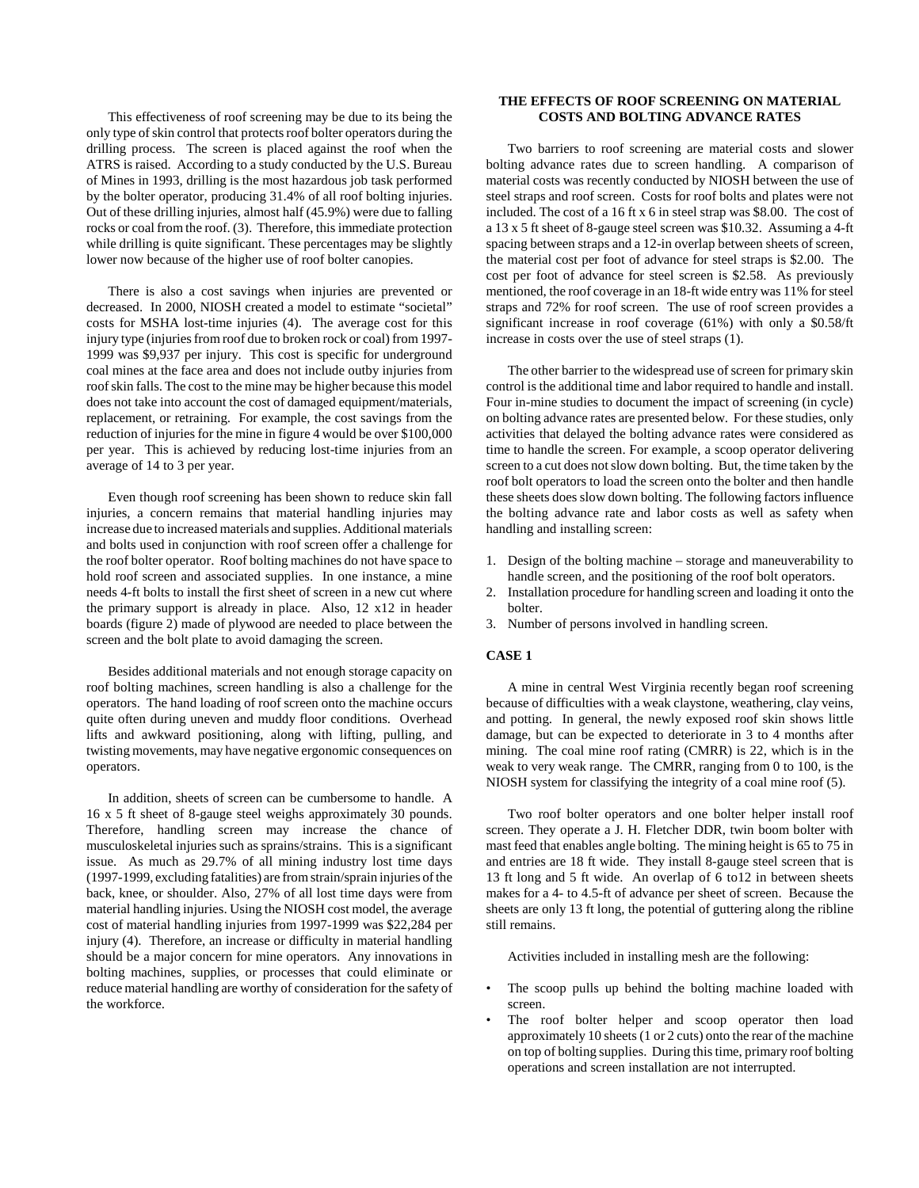This effectiveness of roof screening may be due to its being the only type of skin control that protects roof bolter operators during the drilling process. The screen is placed against the roof when the ATRS is raised. According to a study conducted by the U.S. Bureau of Mines in 1993, drilling is the most hazardous job task performed by the bolter operator, producing 31.4% of all roof bolting injuries. Out of these drilling injuries, almost half (45.9%) were due to falling rocks or coal from the roof. (3). Therefore, this immediate protection while drilling is quite significant. These percentages may be slightly lower now because of the higher use of roof bolter canopies.

There is also a cost savings when injuries are prevented or decreased. In 2000, NIOSH created a model to estimate "societal" costs for MSHA lost-time injuries (4). The average cost for this injury type (injuries from roof due to broken rock or coal) from 1997-1999 was $9,937 per injury. This cost is specific for underground coal mines at the face area and does not include outby injuries from roof skin falls. The cost to the mine may be higher because this model does not take into account the cost of damaged equipment/materials, replacement, or retraining. For example, the cost savings from the reduction of injuries for the mine in figure 4 would be over $100,000 per year. This is achieved by reducing lost-time injuries from an average of 14 to 3 per year.

Even though roof screening has been shown to reduce skin fall injuries, a concern remains that material handling injuries may increase due to increased materials and supplies. Additional materials and bolts used in conjunction with roof screen offer a challenge for the roof bolter operator. Roof bolting machines do not have space to hold roof screen and associated supplies. In one instance, a mine needs 4-ft bolts to install the first sheet of screen in a new cut where the primary support is already in place. Also, 12 x12 in header boards (figure 2) made of plywood are needed to place between the screen and the bolt plate to avoid damaging the screen.

Besides additional materials and not enough storage capacity on roof bolting machines, screen handling is also a challenge for the operators. The hand loading of roof screen onto the machine occurs quite often during uneven and muddy floor conditions. Overhead lifts and awkward positioning, along with lifting, pulling, and twisting movements, may have negative ergonomic consequences on operators.

In addition, sheets of screen can be cumbersome to handle. A 16 x 5 ft sheet of 8-gauge steel weighs approximately 30 pounds. Therefore, handling screen may increase the chance of musculoskeletal injuries such as sprains/strains. This is a significant issue. As much as 29.7% of all mining industry lost time days (1997-1999, excluding fatalities) are from strain/sprain injuries of the back, knee, or shoulder. Also, 27% of all lost time days were from material handling injuries. Using the NIOSH cost model, the average cost of material handling injuries from 1997-1999 was $22,284 per injury (4). Therefore, an increase or difficulty in material handling should be a major concern for mine operators. Any innovations in bolting machines, supplies, or processes that could eliminate or reduce material handling are worthy of consideration for the safety of the workforce.

## THE EFFECTS OF ROOF SCREENING ON MATERIAL COSTS AND BOLTING ADVANCE RATES

Two barriers to roof screening are material costs and slower bolting advance rates due to screen handling. A comparison of material costs was recently conducted by NIOSH between the use of steel straps and roof screen. Costs for roof bolts and plates were not included. The cost of a 16 ft x 6 in steel strap was $8.00. The cost of a 13 x 5 ft sheet of 8-gauge steel screen was $10.32. Assuming a 4-ft spacing between straps and a 12-in overlap between sheets of screen, the material cost per foot of advance for steel straps is $2.00. The cost per foot of advance for steel screen is $2.58. As previously mentioned, the roof coverage in an 18-ft wide entry was 11% for steel straps and 72% for roof screen. The use of roof screen provides a significant increase in roof coverage (61%) with only a $0.58/ft increase in costs over the use of steel straps (1).

The other barrier to the widespread use of screen for primary skin control is the additional time and labor required to handle and install. Four in-mine studies to document the impact of screening (in cycle) on bolting advance rates are presented below. For these studies, only activities that delayed the bolting advance rates were considered as time to handle the screen. For example, a scoop operator delivering screen to a cut does not slow down bolting. But, the time taken by the roof bolt operators to load the screen onto the bolter and then handle these sheets does slow down bolting. The following factors influence the bolting advance rate and labor costs as well as safety when handling and installing screen:

1. Design of the bolting machine – storage and maneuverability to handle screen, and the positioning of the roof bolt operators.
2. Installation procedure for handling screen and loading it onto the bolter.
3. Number of persons involved in handling screen.

### CASE 1

A mine in central West Virginia recently began roof screening because of difficulties with a weak claystone, weathering, clay veins, and potting. In general, the newly exposed roof skin shows little damage, but can be expected to deteriorate in 3 to 4 months after mining. The coal mine roof rating (CMRR) is 22, which is in the weak to very weak range. The CMRR, ranging from 0 to 100, is the NIOSH system for classifying the integrity of a coal mine roof (5).

Two roof bolter operators and one bolter helper install roof screen. They operate a J. H. Fletcher DDR, twin boom bolter with mast feed that enables angle bolting. The mining height is 65 to 75 in and entries are 18 ft wide. They install 8-gauge steel screen that is 13 ft long and 5 ft wide. An overlap of 6 to12 in between sheets makes for a 4- to 4.5-ft of advance per sheet of screen. Because the sheets are only 13 ft long, the potential of guttering along the ribline still remains.

Activities included in installing mesh are the following:

- The scoop pulls up behind the bolting machine loaded with screen.
- The roof bolter helper and scoop operator then load approximately 10 sheets (1 or 2 cuts) onto the rear of the machine on top of bolting supplies. During this time, primary roof bolting operations and screen installation are not interrupted.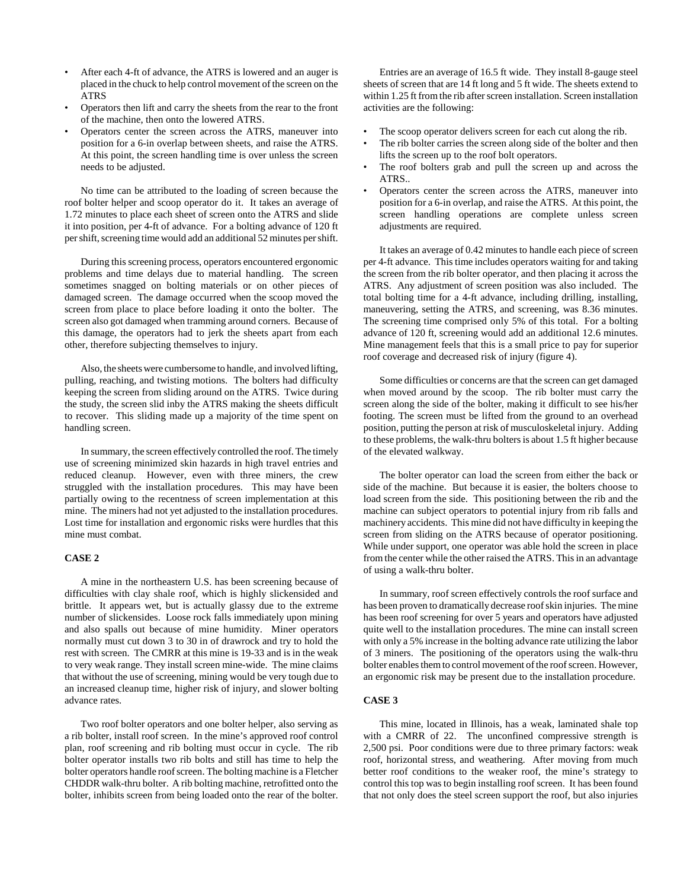- After each 4-ft of advance, the ATRS is lowered and an auger is placed in the chuck to help control movement of the screen on the ATRS
- Operators then lift and carry the sheets from the rear to the front of the machine, then onto the lowered ATRS.
- Operators center the screen across the ATRS, maneuver into position for a 6-in overlap between sheets, and raise the ATRS. At this point, the screen handling time is over unless the screen needs to be adjusted.

No time can be attributed to the loading of screen because the roof bolter helper and scoop operator do it. It takes an average of 1.72 minutes to place each sheet of screen onto the ATRS and slide it into position, per 4-ft of advance. For a bolting advance of 120 ft per shift, screening time would add an additional 52 minutes per shift.

During this screening process, operators encountered ergonomic problems and time delays due to material handling. The screen sometimes snagged on bolting materials or on other pieces of damaged screen. The damage occurred when the scoop moved the screen from place to place before loading it onto the bolter. The screen also got damaged when tramming around corners. Because of this damage, the operators had to jerk the sheets apart from each other, therefore subjecting themselves to injury.

Also, the sheets were cumbersome to handle, and involved lifting, pulling, reaching, and twisting motions. The bolters had difficulty keeping the screen from sliding around on the ATRS. Twice during the study, the screen slid inby the ATRS making the sheets difficult to recover. This sliding made up a majority of the time spent on handling screen.

In summary, the screen effectively controlled the roof. The timely use of screening minimized skin hazards in high travel entries and reduced cleanup. However, even with three miners, the crew struggled with the installation procedures. This may have been partially owing to the recentness of screen implementation at this mine. The miners had not yet adjusted to the installation procedures. Lost time for installation and ergonomic risks were hurdles that this mine must combat.

**CASE 2**

A mine in the northeastern U.S. has been screening because of difficulties with clay shale roof, which is highly slickensided and brittle. It appears wet, but is actually glassy due to the extreme number of slickensides. Loose rock falls immediately upon mining and also spalls out because of mine humidity. Miner operators normally must cut down 3 to 30 in of drawrock and try to hold the rest with screen. The CMRR at this mine is 19-33 and is in the weak to very weak range. They install screen mine-wide. The mine claims that without the use of screening, mining would be very tough due to an increased cleanup time, higher risk of injury, and slower bolting advance rates.

Two roof bolter operators and one bolter helper, also serving as a rib bolter, install roof screen. In the mine's approved roof control plan, roof screening and rib bolting must occur in cycle. The rib bolter operator installs two rib bolts and still has time to help the bolter operators handle roof screen. The bolting machine is a Fletcher CHDDR walk-thru bolter. A rib bolting machine, retrofitted onto the bolter, inhibits screen from being loaded onto the rear of the bolter.

Entries are an average of 16.5 ft wide. They install 8-gauge steel sheets of screen that are 14 ft long and 5 ft wide. The sheets extend to within 1.25 ft from the rib after screen installation. Screen installation activities are the following:

- The scoop operator delivers screen for each cut along the rib.
- The rib bolter carries the screen along side of the bolter and then lifts the screen up to the roof bolt operators.
- The roof bolters grab and pull the screen up and across the ATRS..
- Operators center the screen across the ATRS, maneuver into position for a 6-in overlap, and raise the ATRS. At this point, the screen handling operations are complete unless screen adjustments are required.

It takes an average of 0.42 minutes to handle each piece of screen per 4-ft advance. This time includes operators waiting for and taking the screen from the rib bolter operator, and then placing it across the ATRS. Any adjustment of screen position was also included. The total bolting time for a 4-ft advance, including drilling, installing, maneuvering, setting the ATRS, and screening, was 8.36 minutes. The screening time comprised only 5% of this total. For a bolting advance of 120 ft, screening would add an additional 12.6 minutes. Mine management feels that this is a small price to pay for superior roof coverage and decreased risk of injury (figure 4).

Some difficulties or concerns are that the screen can get damaged when moved around by the scoop. The rib bolter must carry the screen along the side of the bolter, making it difficult to see his/her footing. The screen must be lifted from the ground to an overhead position, putting the person at risk of musculoskeletal injury. Adding to these problems, the walk-thru bolters is about 1.5 ft higher because of the elevated walkway.

The bolter operator can load the screen from either the back or side of the machine. But because it is easier, the bolters choose to load screen from the side. This positioning between the rib and the machine can subject operators to potential injury from rib falls and machinery accidents. This mine did not have difficulty in keeping the screen from sliding on the ATRS because of operator positioning. While under support, one operator was able hold the screen in place from the center while the other raised the ATRS. This in an advantage of using a walk-thru bolter.

In summary, roof screen effectively controls the roof surface and has been proven to dramatically decrease roof skin injuries. The mine has been roof screening for over 5 years and operators have adjusted quite well to the installation procedures. The mine can install screen with only a 5% increase in the bolting advance rate utilizing the labor of 3 miners. The positioning of the operators using the walk-thru bolter enables them to control movement of the roof screen. However, an ergonomic risk may be present due to the installation procedure.

**CASE 3**

This mine, located in Illinois, has a weak, laminated shale top with a CMRR of 22. The unconfined compressive strength is 2,500 psi. Poor conditions were due to three primary factors: weak roof, horizontal stress, and weathering. After moving from much better roof conditions to the weaker roof, the mine's strategy to control this top was to begin installing roof screen. It has been found that not only does the steel screen support the roof, but also injuries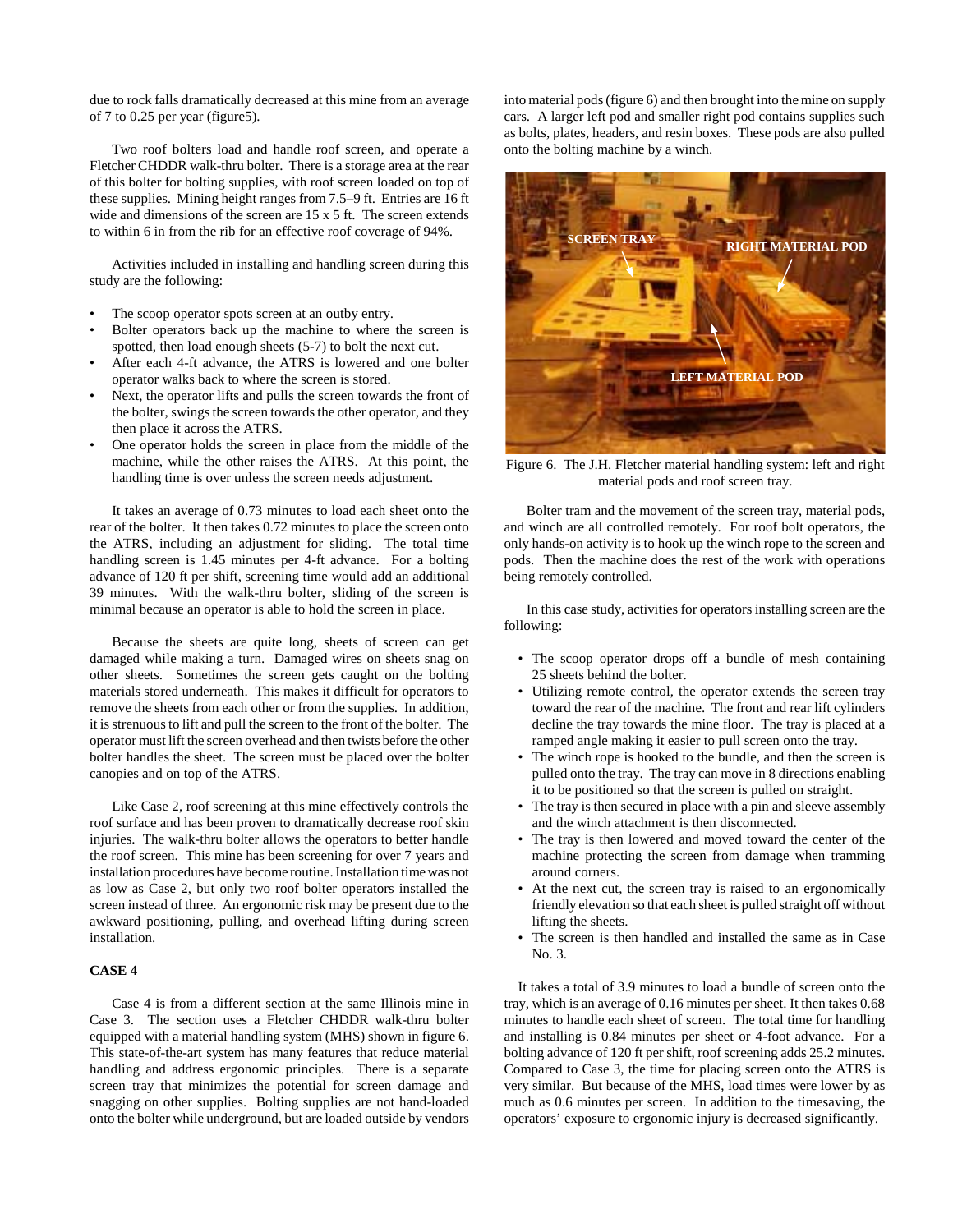due to rock falls dramatically decreased at this mine from an average of 7 to 0.25 per year (figure5).

Two roof bolters load and handle roof screen, and operate a Fletcher CHDDR walk-thru bolter. There is a storage area at the rear of this bolter for bolting supplies, with roof screen loaded on top of these supplies. Mining height ranges from 7.5–9 ft. Entries are 16 ft wide and dimensions of the screen are 15 x 5 ft. The screen extends to within 6 in from the rib for an effective roof coverage of 94%.

Activities included in installing and handling screen during this study are the following:

- The scoop operator spots screen at an outby entry.
- Bolter operators back up the machine to where the screen is spotted, then load enough sheets (5-7) to bolt the next cut.
- After each 4-ft advance, the ATRS is lowered and one bolter operator walks back to where the screen is stored.
- Next, the operator lifts and pulls the screen towards the front of the bolter, swings the screen towards the other operator, and they then place it across the ATRS.
- One operator holds the screen in place from the middle of the machine, while the other raises the ATRS. At this point, the handling time is over unless the screen needs adjustment.

It takes an average of 0.73 minutes to load each sheet onto the rear of the bolter. It then takes 0.72 minutes to place the screen onto the ATRS, including an adjustment for sliding. The total time handling screen is 1.45 minutes per 4-ft advance. For a bolting advance of 120 ft per shift, screening time would add an additional 39 minutes. With the walk-thru bolter, sliding of the screen is minimal because an operator is able to hold the screen in place.

Because the sheets are quite long, sheets of screen can get damaged while making a turn. Damaged wires on sheets snag on other sheets. Sometimes the screen gets caught on the bolting materials stored underneath. This makes it difficult for operators to remove the sheets from each other or from the supplies. In addition, it is strenuous to lift and pull the screen to the front of the bolter. The operator must lift the screen overhead and then twists before the other bolter handles the sheet. The screen must be placed over the bolter canopies and on top of the ATRS.

Like Case 2, roof screening at this mine effectively controls the roof surface and has been proven to dramatically decrease roof skin injuries. The walk-thru bolter allows the operators to better handle the roof screen. This mine has been screening for over 7 years and installation procedures have become routine. Installation time was not as low as Case 2, but only two roof bolter operators installed the screen instead of three. An ergonomic risk may be present due to the awkward positioning, pulling, and overhead lifting during screen installation.

**CASE 4**

Case 4 is from a different section at the same Illinois mine in Case 3. The section uses a Fletcher CHDDR walk-thru bolter equipped with a material handling system (MHS) shown in figure 6. This state-of-the-art system has many features that reduce material handling and address ergonomic principles. There is a separate screen tray that minimizes the potential for screen damage and snagging on other supplies. Bolting supplies are not hand-loaded onto the bolter while underground, but are loaded outside by vendors into material pods (figure 6) and then brought into the mine on supply cars. A larger left pod and smaller right pod contains supplies such as bolts, plates, headers, and resin boxes. These pods are also pulled onto the bolting machine by a winch.

Figure 6. The J.H. Fletcher material handling system: left and right material pods and roof screen tray.

Bolter tram and the movement of the screen tray, material pods, and winch are all controlled remotely. For roof bolt operators, the only hands-on activity is to hook up the winch rope to the screen and pods. Then the machine does the rest of the work with operations being remotely controlled.

In this case study, activities for operators installing screen are the following:

- The scoop operator drops off a bundle of mesh containing 25 sheets behind the bolter.
- Utilizing remote control, the operator extends the screen tray toward the rear of the machine. The front and rear lift cylinders decline the tray towards the mine floor. The tray is placed at a ramped angle making it easier to pull screen onto the tray.
- The winch rope is hooked to the bundle, and then the screen is pulled onto the tray. The tray can move in 8 directions enabling it to be positioned so that the screen is pulled on straight.
- The tray is then secured in place with a pin and sleeve assembly and the winch attachment is then disconnected.
- The tray is then lowered and moved toward the center of the machine protecting the screen from damage when tramming around corners.
- At the next cut, the screen tray is raised to an ergonomically friendly elevation so that each sheet is pulled straight off without lifting the sheets.
- The screen is then handled and installed the same as in Case No. 3.

It takes a total of 3.9 minutes to load a bundle of screen onto the tray, which is an average of 0.16 minutes per sheet. It then takes 0.68 minutes to handle each sheet of screen. The total time for handling and installing is 0.84 minutes per sheet or 4-foot advance. For a bolting advance of 120 ft per shift, roof screening adds 25.2 minutes. Compared to Case 3, the time for placing screen onto the ATRS is very similar. But because of the MHS, load times were lower by as much as 0.6 minutes per screen. In addition to the timesaving, the operators' exposure to ergonomic injury is decreased significantly.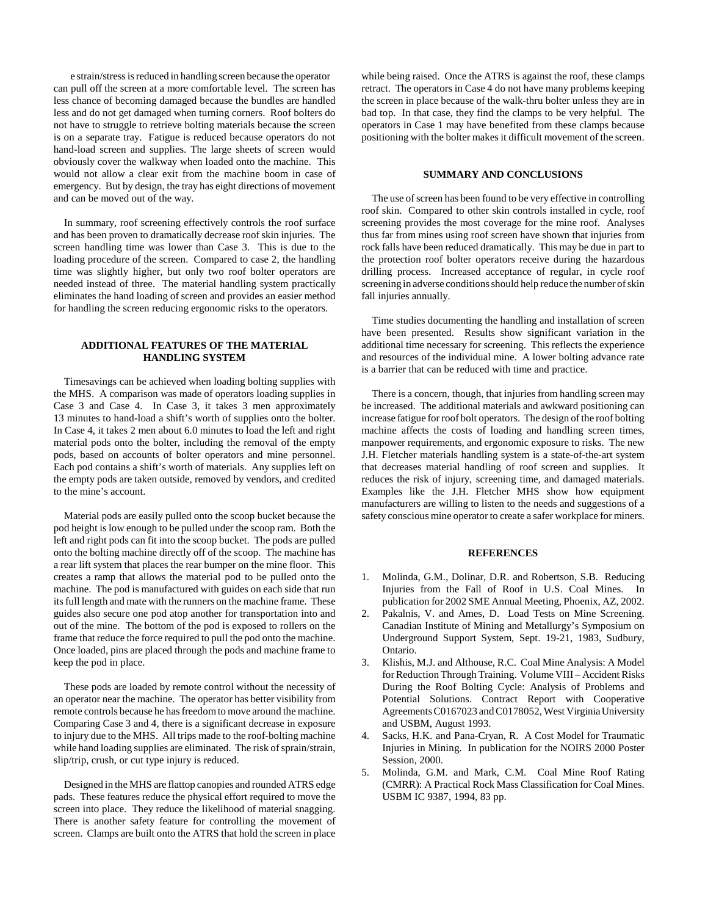e strain/stress is reduced in handling screen because the operator can pull off the screen at a more comfortable level. The screen has less chance of becoming damaged because the bundles are handled less and do not get damaged when turning corners. Roof bolters do not have to struggle to retrieve bolting materials because the screen is on a separate tray. Fatigue is reduced because operators do not hand-load screen and supplies. The large sheets of screen would obviously cover the walkway when loaded onto the machine. This would not allow a clear exit from the machine boom in case of emergency. But by design, the tray has eight directions of movement and can be moved out of the way.

In summary, roof screening effectively controls the roof surface and has been proven to dramatically decrease roof skin injuries. The screen handling time was lower than Case 3. This is due to the loading procedure of the screen. Compared to case 2, the handling time was slightly higher, but only two roof bolter operators are needed instead of three. The material handling system practically eliminates the hand loading of screen and provides an easier method for handling the screen reducing ergonomic risks to the operators.

## ADDITIONAL FEATURES OF THE MATERIAL HANDLING SYSTEM

Timesavings can be achieved when loading bolting supplies with the MHS. A comparison was made of operators loading supplies in Case 3 and Case 4. In Case 3, it takes 3 men approximately 13 minutes to hand-load a shift's worth of supplies onto the bolter. In Case 4, it takes 2 men about 6.0 minutes to load the left and right material pods onto the bolter, including the removal of the empty pods, based on accounts of bolter operators and mine personnel. Each pod contains a shift's worth of materials. Any supplies left on the empty pods are taken outside, removed by vendors, and credited to the mine's account.

Material pods are easily pulled onto the scoop bucket because the pod height is low enough to be pulled under the scoop ram. Both the left and right pods can fit into the scoop bucket. The pods are pulled onto the bolting machine directly off of the scoop. The machine has a rear lift system that places the rear bumper on the mine floor. This creates a ramp that allows the material pod to be pulled onto the machine. The pod is manufactured with guides on each side that run its full length and mate with the runners on the machine frame. These guides also secure one pod atop another for transportation into and out of the mine. The bottom of the pod is exposed to rollers on the frame that reduce the force required to pull the pod onto the machine. Once loaded, pins are placed through the pods and machine frame to keep the pod in place.

These pods are loaded by remote control without the necessity of an operator near the machine. The operator has better visibility from remote controls because he has freedom to move around the machine. Comparing Case 3 and 4, there is a significant decrease in exposure to injury due to the MHS. All trips made to the roof-bolting machine while hand loading supplies are eliminated. The risk of sprain/strain, slip/trip, crush, or cut type injury is reduced.

Designed in the MHS are flattop canopies and rounded ATRS edge pads. These features reduce the physical effort required to move the screen into place. They reduce the likelihood of material snagging. There is another safety feature for controlling the movement of screen. Clamps are built onto the ATRS that hold the screen in place while being raised. Once the ATRS is against the roof, these clamps retract. The operators in Case 4 do not have many problems keeping the screen in place because of the walk-thru bolter unless they are in bad top. In that case, they find the clamps to be very helpful. The operators in Case 1 may have benefited from these clamps because positioning with the bolter makes it difficult movement of the screen.

## SUMMARY AND CONCLUSIONS

The use of screen has been found to be very effective in controlling roof skin. Compared to other skin controls installed in cycle, roof screening provides the most coverage for the mine roof. Analyses thus far from mines using roof screen have shown that injuries from rock falls have been reduced dramatically. This may be due in part to the protection roof bolter operators receive during the hazardous drilling process. Increased acceptance of regular, in cycle roof screening in adverse conditions should help reduce the number of skin fall injuries annually.

Time studies documenting the handling and installation of screen have been presented. Results show significant variation in the additional time necessary for screening. This reflects the experience and resources of the individual mine. A lower bolting advance rate is a barrier that can be reduced with time and practice.

There is a concern, though, that injuries from handling screen may be increased. The additional materials and awkward positioning can increase fatigue for roof bolt operators. The design of the roof bolting machine affects the costs of loading and handling screen times, manpower requirements, and ergonomic exposure to risks. The new J.H. Fletcher materials handling system is a state-of-the-art system that decreases material handling of roof screen and supplies. It reduces the risk of injury, screening time, and damaged materials. Examples like the J.H. Fletcher MHS show how equipment manufacturers are willing to listen to the needs and suggestions of a safety conscious mine operator to create a safer workplace for miners.

## REFERENCES

1. Molinda, G.M., Dolinar, D.R. and Robertson, S.B. Reducing Injuries from the Fall of Roof in U.S. Coal Mines. In publication for 2002 SME Annual Meeting, Phoenix, AZ, 2002.
2. Pakalnis, V. and Ames, D. Load Tests on Mine Screening. Canadian Institute of Mining and Metallurgy's Symposium on Underground Support System, Sept. 19-21, 1983, Sudbury, Ontario.
3. Klishis, M.J. and Althouse, R.C. Coal Mine Analysis: A Model for Reduction Through Training. Volume VIII – Accident Risks During the Roof Bolting Cycle: Analysis of Problems and Potential Solutions. Contract Report with Cooperative Agreements C0167023 and C0178052, West Virginia University and USBM, August 1993.
4. Sacks, H.K. and Pana-Cryan, R. A Cost Model for Traumatic Injuries in Mining. In publication for the NOIRS 2000 Poster Session, 2000.
5. Molinda, G.M. and Mark, C.M. Coal Mine Roof Rating (CMRR): A Practical Rock Mass Classification for Coal Mines. USBM IC 9387, 1994, 83 pp.